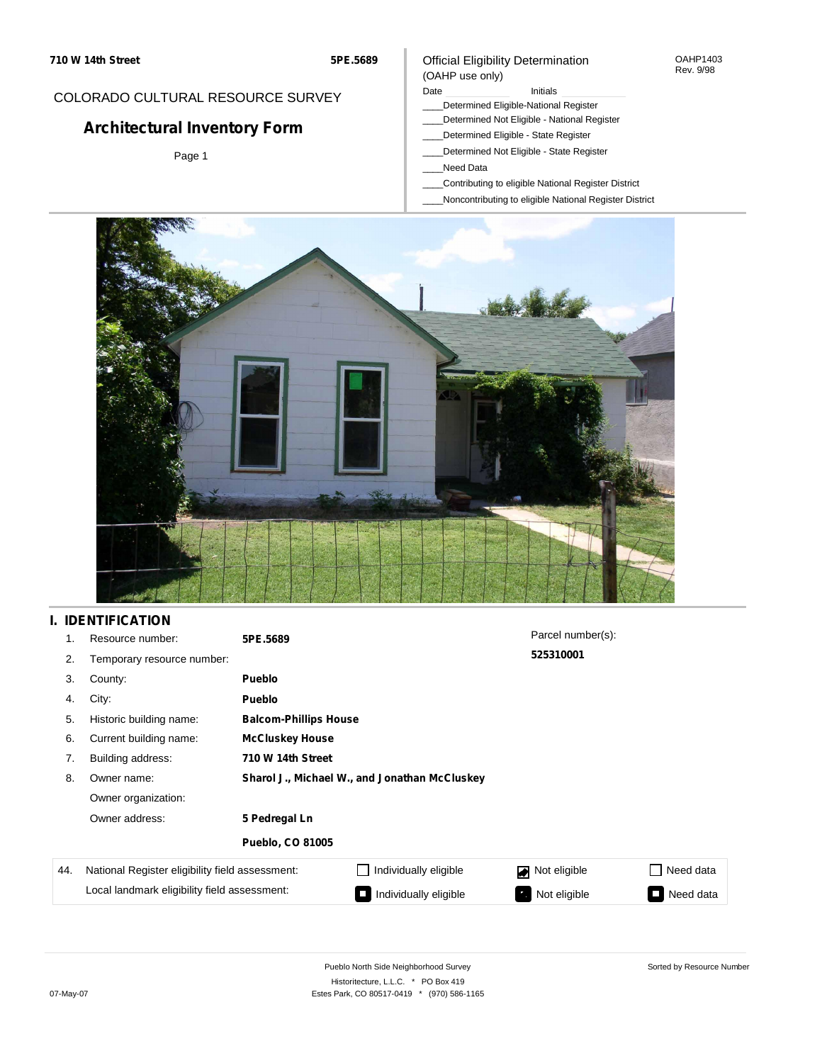710 W 14th Street

5PE.5689

COLORADO CULTURAL RESOURCE SURVEY

# Architectural Inventory Form

Official Eligibility Determination
(OAHP use only)

OAHP1403
Rev. 9/98

Date ____________ Initials ____________

____Determined Eligible-National Register
____Determined Not Eligible - National Register
____Determined Eligible - State Register
____Determined Not Eligible - State Register
____Need Data
____Contributing to eligible National Register District
____Noncontributing to eligible National Register District

## I. IDENTIFICATION

| | | |
|---|---|---|
| 1. | Resource number: | **5PE.5689** |
| 2. | Temporary resource number: | |
| 3. | County: | **Pueblo** |
| 4. | City: | **Pueblo** |
| 5. | Historic building name: | **Balcom-Phillips House** |
| 6. | Current building name: | **McCluskey House** |
| 7. | Building address: | **710 W 14th Street** |
| 8. | Owner name: | **Sharol J., Michael W., and Jonathan McCluskey** |
| | Owner organization: | |
| | Owner address: | **5 Pedregal Ln** |
| | | **Pueblo, CO 81005** |

Parcel number(s):
**525310001**

| 44. | | | | |
|---|---|---|---|---|
| National Register eligibility field assessment: | ☐ Individually eligible | ☑ Not eligible | ☐ Need data |
| Local landmark eligibility field assessment: | ■ Individually eligible | ■ Not eligible | ■ Need data |

Pueblo North Side Neighborhood Survey
Historitecture, L.L.C. * PO Box 419
Estes Park, CO 80517-0419 * (970) 586-1165

Sorted by Resource Number

07-May-07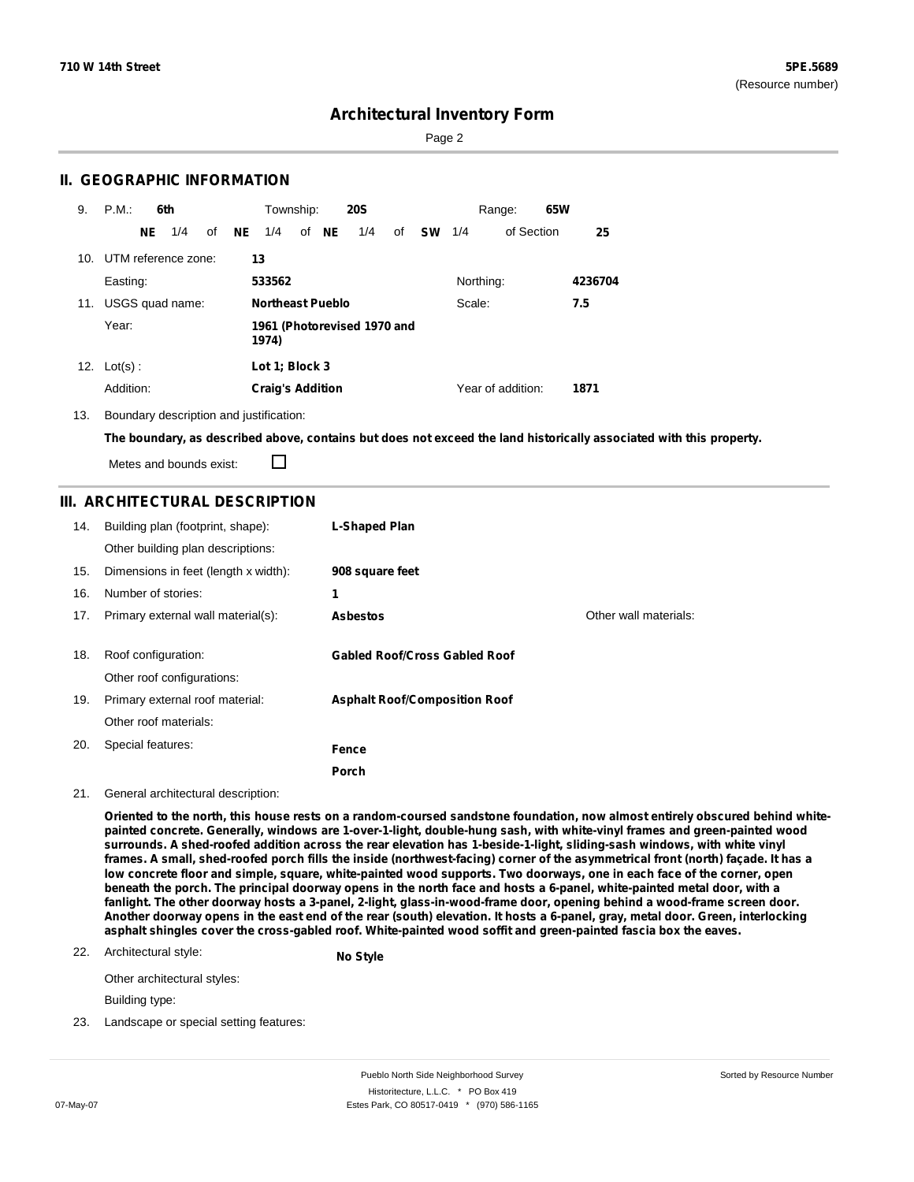# Architectural Inventory Form

## II. GEOGRAPHIC INFORMATION

9. P.M.: **6th** Township: **20S** Range: **65W**

**NE** 1/4 of **NE** 1/4 of **NE** 1/4 of **SW** 1/4 of Section **25**

10. UTM reference zone: **13**

Easting: **533562** Northing: **4236704**

11. USGS quad name: **Northeast Pueblo** Scale: **7.5**

Year: **1961 (Photorevised 1970 and 1974)**

12. Lot(s) : **Lot 1; Block 3**

Addition: **Craig's Addition** Year of addition: **1871**

13. Boundary description and justification:

**The boundary, as described above, contains but does not exceed the land historically associated with this property.**

Metes and bounds exist: ☐

## III. ARCHITECTURAL DESCRIPTION

14. Building plan (footprint, shape): **L-Shaped Plan**

Other building plan descriptions:

15. Dimensions in feet (length x width): **908 square feet**

16. Number of stories: **1**

17. Primary external wall material(s): **Asbestos** Other wall materials:

18. Roof configuration: **Gabled Roof/Cross Gabled Roof**

Other roof configurations:

19. Primary external roof material: **Asphalt Roof/Composition Roof**

Other roof materials:

20. Special features: **Fence**

**Porch**

21. General architectural description:

**Oriented to the north, this house rests on a random-coursed sandstone foundation, now almost entirely obscured behind white-painted concrete. Generally, windows are 1-over-1-light, double-hung sash, with white-vinyl frames and green-painted wood surrounds. A shed-roofed addition across the rear elevation has 1-beside-1-light, sliding-sash windows, with white vinyl frames. A small, shed-roofed porch fills the inside (northwest-facing) corner of the asymmetrical front (north) façade. It has a low concrete floor and simple, square, white-painted wood supports. Two doorways, one in each face of the corner, open beneath the porch. The principal doorway opens in the north face and hosts a 6-panel, white-painted metal door, with a fanlight. The other doorway hosts a 3-panel, 2-light, glass-in-wood-frame door, opening behind a wood-frame screen door. Another doorway opens in the east end of the rear (south) elevation. It hosts a 6-panel, gray, metal door. Green, interlocking asphalt shingles cover the cross-gabled roof. White-painted wood soffit and green-painted fascia box the eaves.**

22. Architectural style: **No Style**

Other architectural styles:

Building type:

23. Landscape or special setting features: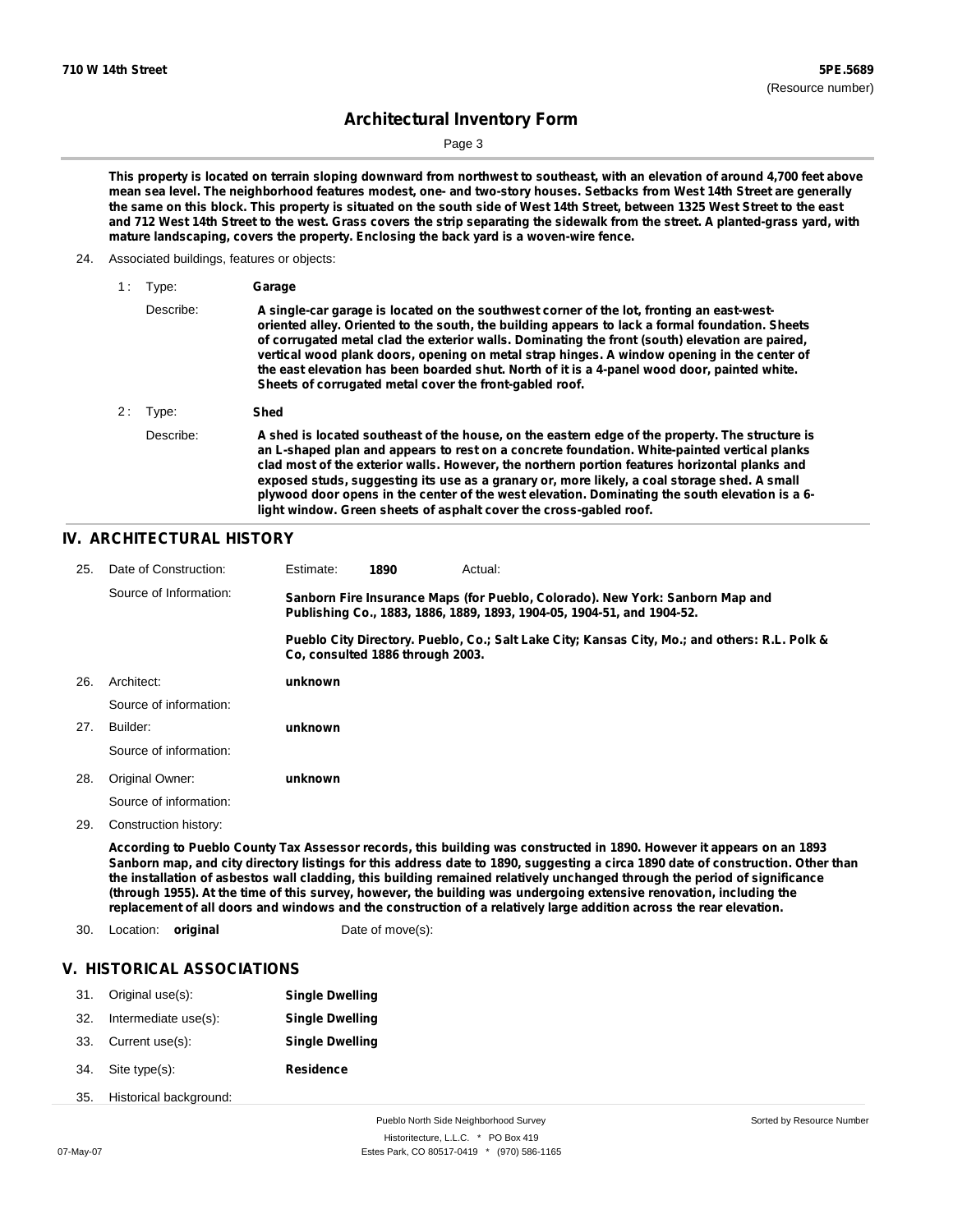**This property is located on terrain sloping downward from northwest to southeast, with an elevation of around 4,700 feet above mean sea level. The neighborhood features modest, one- and two-story houses. Setbacks from West 14th Street are generally the same on this block. This property is situated on the south side of West 14th Street, between 1325 West Street to the east and 712 West 14th Street to the west. Grass covers the strip separating the sidewalk from the street. A planted-grass yard, with mature landscaping, covers the property. Enclosing the back yard is a woven-wire fence.**

24. Associated buildings, features or objects:

1 : Type: **Garage**

Describe: **A single-car garage is located on the southwest corner of the lot, fronting an east-west-oriented alley. Oriented to the south, the building appears to lack a formal foundation. Sheets of corrugated metal clad the exterior walls. Dominating the front (south) elevation are paired, vertical wood plank doors, opening on metal strap hinges. A window opening in the center of the east elevation has been boarded shut. North of it is a 4-panel wood door, painted white. Sheets of corrugated metal cover the front-gabled roof.**

2 : Type: **Shed**

Describe: **A shed is located southeast of the house, on the eastern edge of the property. The structure is an L-shaped plan and appears to rest on a concrete foundation. White-painted vertical planks clad most of the exterior walls. However, the northern portion features horizontal planks and exposed studs, suggesting its use as a granary or, more likely, a coal storage shed. A small plywood door opens in the center of the west elevation. Dominating the south elevation is a 6-light window. Green sheets of asphalt cover the cross-gabled roof.**

## IV. ARCHITECTURAL HISTORY

25. Date of Construction: Estimate: **1890** Actual:

Source of Information: **Sanborn Fire Insurance Maps (for Pueblo, Colorado). New York: Sanborn Map and Publishing Co., 1883, 1886, 1889, 1893, 1904-05, 1904-51, and 1904-52.**

**Pueblo City Directory. Pueblo, Co.; Salt Lake City; Kansas City, Mo.; and others: R.L. Polk & Co, consulted 1886 through 2003.**

26. Architect: **unknown**

Source of information:

27. Builder: **unknown**

Source of information:

28. Original Owner: **unknown**

Source of information:

29. Construction history:

**According to Pueblo County Tax Assessor records, this building was constructed in 1890. However it appears on an 1893 Sanborn map, and city directory listings for this address date to 1890, suggesting a circa 1890 date of construction. Other than the installation of asbestos wall cladding, this building remained relatively unchanged through the period of significance (through 1955). At the time of this survey, however, the building was undergoing extensive renovation, including the replacement of all doors and windows and the construction of a relatively large addition across the rear elevation.**

30. Location: **original** Date of move(s):

## V. HISTORICAL ASSOCIATIONS

31. Original use(s): **Single Dwelling**
32. Intermediate use(s): **Single Dwelling**
33. Current use(s): **Single Dwelling**
34. Site type(s): **Residence**
35. Historical background: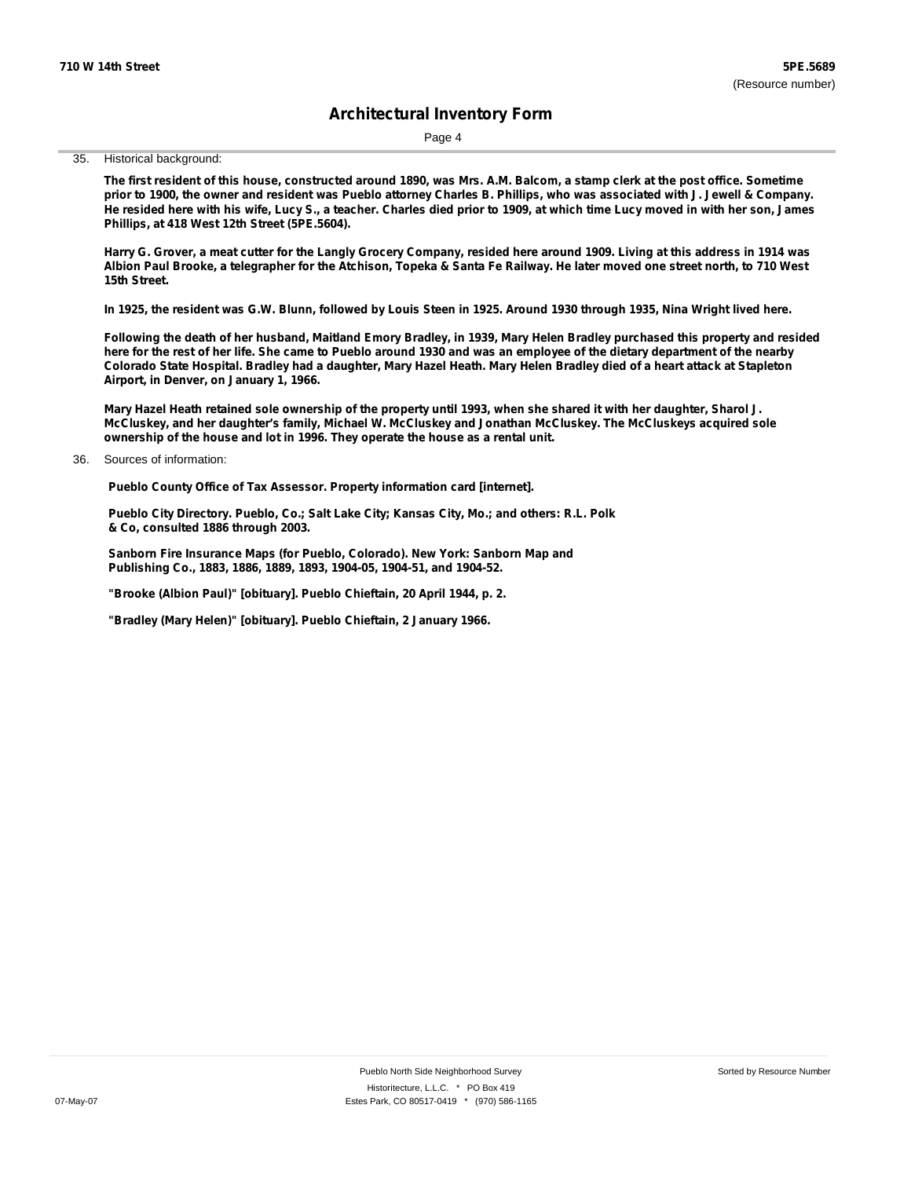35. Historical background:

**The first resident of this house, constructed around 1890, was Mrs. A.M. Balcom, a stamp clerk at the post office. Sometime prior to 1900, the owner and resident was Pueblo attorney Charles B. Phillips, who was associated with J. Jewell & Company. He resided here with his wife, Lucy S., a teacher. Charles died prior to 1909, at which time Lucy moved in with her son, James Phillips, at 418 West 12th Street (5PE.5604).**

**Harry G. Grover, a meat cutter for the Langly Grocery Company, resided here around 1909. Living at this address in 1914 was Albion Paul Brooke, a telegrapher for the Atchison, Topeka & Santa Fe Railway. He later moved one street north, to 710 West 15th Street.**

**In 1925, the resident was G.W. Blunn, followed by Louis Steen in 1925. Around 1930 through 1935, Nina Wright lived here.**

**Following the death of her husband, Maitland Emory Bradley, in 1939, Mary Helen Bradley purchased this property and resided here for the rest of her life. She came to Pueblo around 1930 and was an employee of the dietary department of the nearby Colorado State Hospital. Bradley had a daughter, Mary Hazel Heath. Mary Helen Bradley died of a heart attack at Stapleton Airport, in Denver, on January 1, 1966.**

**Mary Hazel Heath retained sole ownership of the property until 1993, when she shared it with her daughter, Sharol J. McCluskey, and her daughter's family, Michael W. McCluskey and Jonathan McCluskey. The McCluskeys acquired sole ownership of the house and lot in 1996. They operate the house as a rental unit.**

36. Sources of information:

**Pueblo County Office of Tax Assessor. Property information card [internet].**

**Pueblo City Directory. Pueblo, Co.; Salt Lake City; Kansas City, Mo.; and others: R.L. Polk & Co, consulted 1886 through 2003.**

**Sanborn Fire Insurance Maps (for Pueblo, Colorado). New York: Sanborn Map and Publishing Co., 1883, 1886, 1889, 1893, 1904-05, 1904-51, and 1904-52.**

**"Brooke (Albion Paul)" [obituary]. Pueblo Chieftain, 20 April 1944, p. 2.**

**"Bradley (Mary Helen)" [obituary]. Pueblo Chieftain, 2 January 1966.**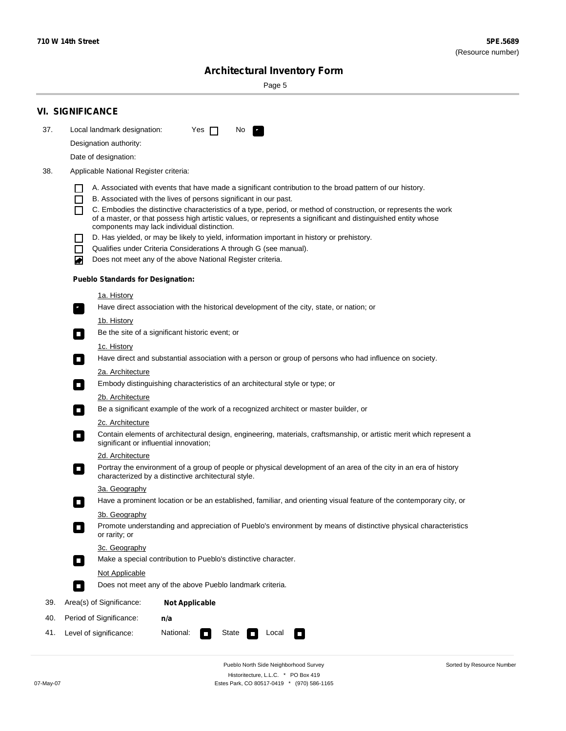## VI. SIGNIFICANCE

37. Local landmark designation: Yes ☐ No ☑

Designation authority:

Date of designation:

38. Applicable National Register criteria:

- ☐ A. Associated with events that have made a significant contribution to the broad pattern of our history.
- ☐ B. Associated with the lives of persons significant in our past.
- ☐ C. Embodies the distinctive characteristics of a type, period, or method of construction, or represents the work of a master, or that possess high artistic values, or represents a significant and distinguished entity whose components may lack individual distinction.
- ☐ D. Has yielded, or may be likely to yield, information important in history or prehistory.
- ☐ Qualifies under Criteria Considerations A through G (see manual).
- ☑ Does not meet any of the above National Register criteria.

**Pueblo Standards for Designation:**

1a. History

☑ Have direct association with the historical development of the city, state, or nation; or

1b. History

☐ Be the site of a significant historic event; or

1c. History

☐ Have direct and substantial association with a person or group of persons who had influence on society.

2a. Architecture

☐ Embody distinguishing characteristics of an architectural style or type; or

2b. Architecture

☐ Be a significant example of the work of a recognized architect or master builder, or

2c. Architecture

☐ Contain elements of architectural design, engineering, materials, craftsmanship, or artistic merit which represent a significant or influential innovation;

2d. Architecture

☐ Portray the environment of a group of people or physical development of an area of the city in an era of history characterized by a distinctive architectural style.

3a. Geography

☐ Have a prominent location or be an established, familiar, and orienting visual feature of the contemporary city, or

3b. Geography

☐ Promote understanding and appreciation of Pueblo's environment by means of distinctive physical characteristics or rarity; or

3c. Geography

☐ Make a special contribution to Pueblo's distinctive character.

Not Applicable

☐ Does not meet any of the above Pueblo landmark criteria.

39. Area(s) of Significance: **Not Applicable**

40. Period of Significance: **n/a**

41. Level of significance: National: ☐ State ☐ Local ☐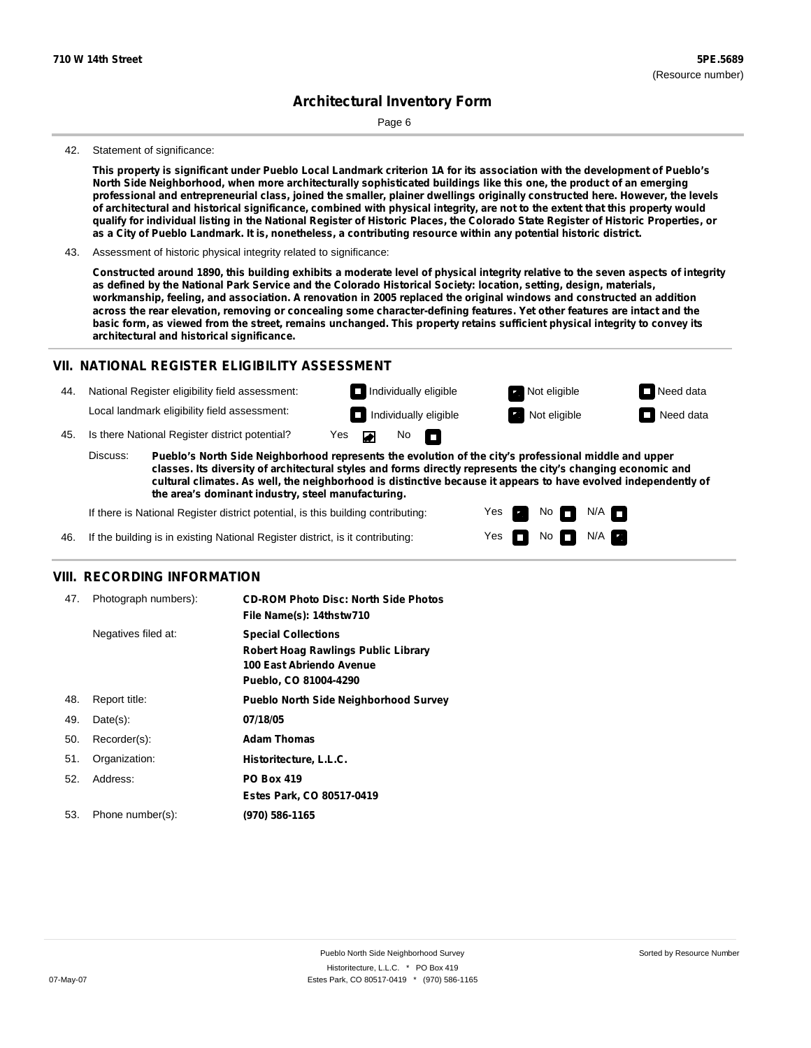42. Statement of significance:

**This property is significant under Pueblo Local Landmark criterion 1A for its association with the development of Pueblo's North Side Neighborhood, when more architecturally sophisticated buildings like this one, the product of an emerging professional and entrepreneurial class, joined the smaller, plainer dwellings originally constructed here. However, the levels of architectural and historical significance, combined with physical integrity, are not to the extent that this property would qualify for individual listing in the National Register of Historic Places, the Colorado State Register of Historic Properties, or as a City of Pueblo Landmark. It is, nonetheless, a contributing resource within any potential historic district.**

43. Assessment of historic physical integrity related to significance:

**Constructed around 1890, this building exhibits a moderate level of physical integrity relative to the seven aspects of integrity as defined by the National Park Service and the Colorado Historical Society: location, setting, design, materials, workmanship, feeling, and association. A renovation in 2005 replaced the original windows and constructed an addition across the rear elevation, removing or concealing some character-defining features. Yet other features are intact and the basic form, as viewed from the street, remains unchanged. This property retains sufficient physical integrity to convey its architectural and historical significance.**

## VII. NATIONAL REGISTER ELIGIBILITY ASSESSMENT

44. National Register eligibility field assessment: ☐ Individually eligible ☒ Not eligible ☐ Need data

Local landmark eligibility field assessment: ☐ Individually eligible ☒ Not eligible ☐ Need data

45. Is there National Register district potential? Yes ☒ No ☐

Discuss: **Pueblo's North Side Neighborhood represents the evolution of the city's professional middle and upper classes. Its diversity of architectural styles and forms directly represents the city's changing economic and cultural climates. As well, the neighborhood is distinctive because it appears to have evolved independently of the area's dominant industry, steel manufacturing.**

If there is National Register district potential, is this building contributing: Yes ☒ No ☐ N/A ☐

46. If the building is in existing National Register district, is it contributing: Yes ☐ No ☐ N/A ☒

## VIII. RECORDING INFORMATION

47. Photograph numbers): **CD-ROM Photo Disc: North Side Photos**
**File Name(s): 14thstw710**

Negatives filed at: **Special Collections**
**Robert Hoag Rawlings Public Library**
**100 East Abriendo Avenue**
**Pueblo, CO 81004-4290**

48. Report title: **Pueblo North Side Neighborhood Survey**

49. Date(s): **07/18/05**

50. Recorder(s): **Adam Thomas**

51. Organization: **Historitecture, L.L.C.**

52. Address: **PO Box 419**
**Estes Park, CO 80517-0419**

53. Phone number(s): **(970) 586-1165**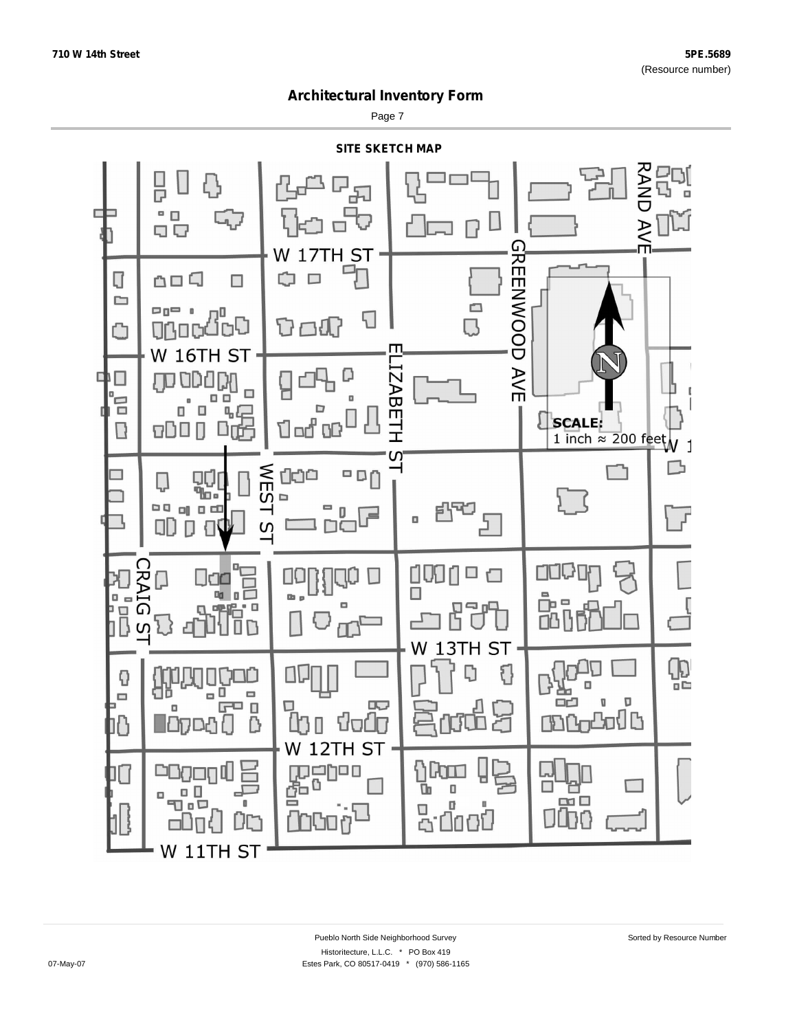## Architectural Inventory Form

### SITE SKETCH MAP

W 17TH ST

W 16TH ST

W 13TH ST

W 12TH ST

W 11TH ST

RAND AVE

GREENWOOD AVE

ELIZABETH ST

WEST ST

CRAIG ST

N

SCALE:
1 inch ≈ 200 feet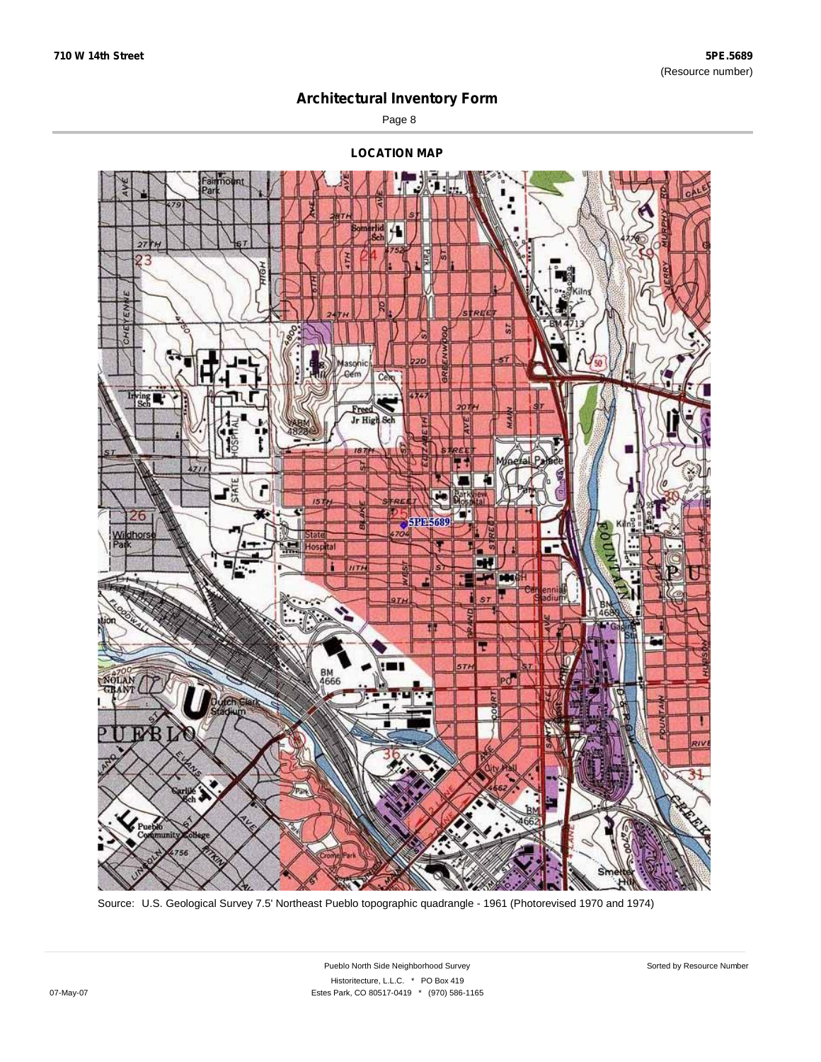## LOCATION MAP

Source: U.S. Geological Survey 7.5' Northeast Pueblo topographic quadrangle - 1961 (Photorevised 1970 and 1974)